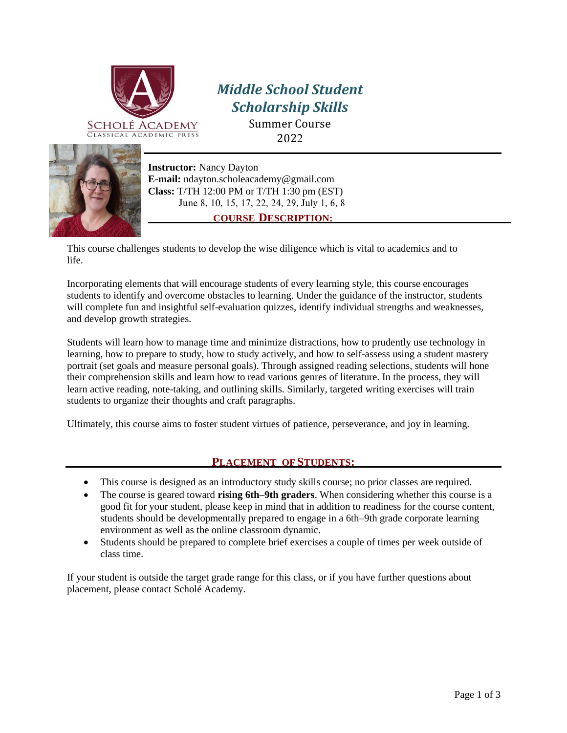SCHOLÉ ACADEMY
CLASSICAL ACADEMIC PRESS

# *Middle School Student Scholarship Skills*

Summer Course
2022

**Instructor:** Nancy Dayton
**E-mail:** ndayton.scholeacademy@gmail.com
**Class:** T/TH 12:00 PM or T/TH 1:30 pm (EST)
June 8, 10, 15, 17, 22, 24, 29, July 1, 6, 8

## COURSE DESCRIPTION:

This course challenges students to develop the wise diligence which is vital to academics and to life.

Incorporating elements that will encourage students of every learning style, this course encourages students to identify and overcome obstacles to learning. Under the guidance of the instructor, students will complete fun and insightful self-evaluation quizzes, identify individual strengths and weaknesses, and develop growth strategies.

Students will learn how to manage time and minimize distractions, how to prudently use technology in learning, how to prepare to study, how to study actively, and how to self-assess using a student mastery portrait (set goals and measure personal goals). Through assigned reading selections, students will hone their comprehension skills and learn how to read various genres of literature. In the process, they will learn active reading, note-taking, and outlining skills. Similarly, targeted writing exercises will train students to organize their thoughts and craft paragraphs.

Ultimately, this course aims to foster student virtues of patience, perseverance, and joy in learning.

## PLACEMENT OF STUDENTS:

- This course is designed as an introductory study skills course; no prior classes are required.
- The course is geared toward **rising 6th–9th graders**. When considering whether this course is a good fit for your student, please keep in mind that in addition to readiness for the course content, students should be developmentally prepared to engage in a 6th–9th grade corporate learning environment as well as the online classroom dynamic.
- Students should be prepared to complete brief exercises a couple of times per week outside of class time.

If your student is outside the target grade range for this class, or if you have further questions about placement, please contact Scholé Academy.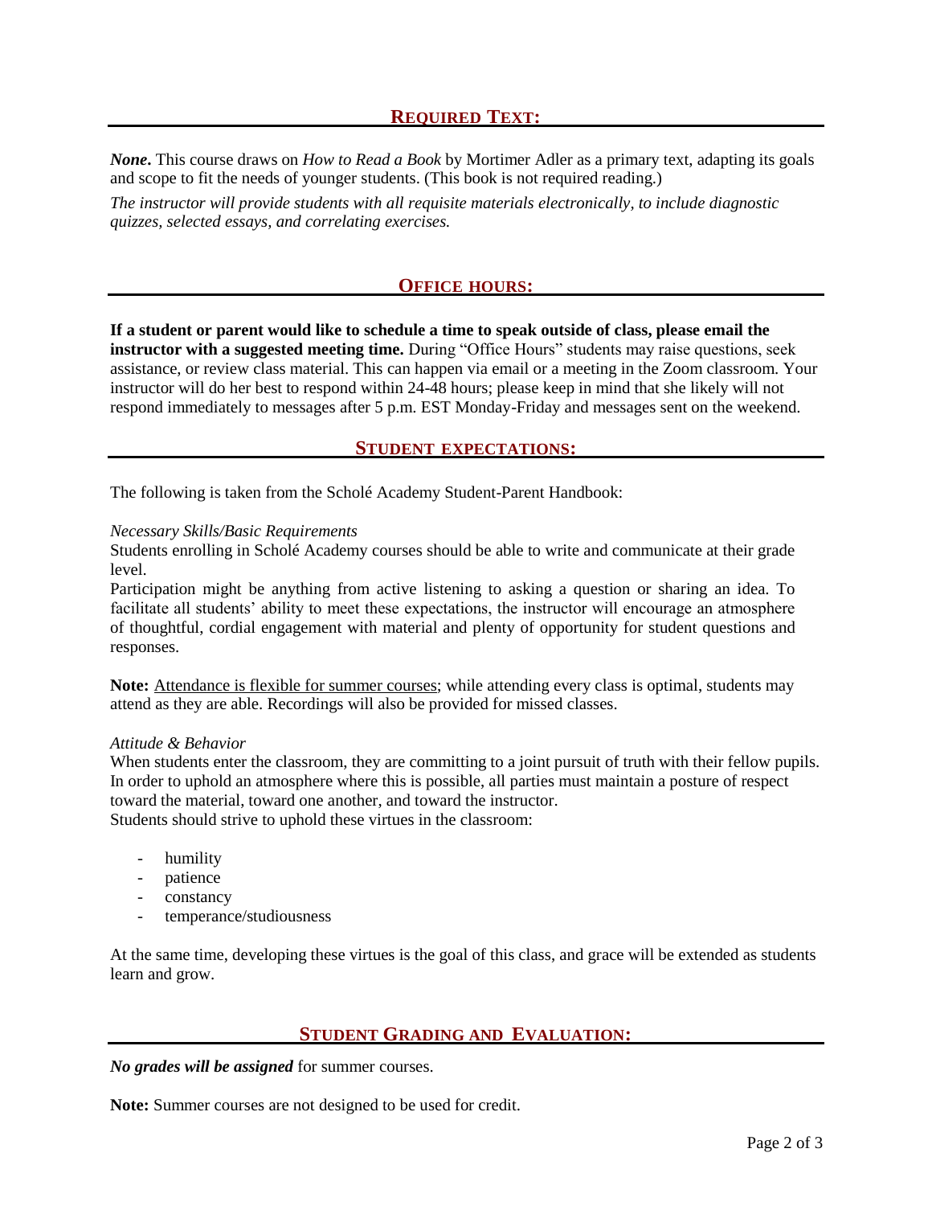## REQUIRED TEXT:

***None***. This course draws on *How to Read a Book* by Mortimer Adler as a primary text, adapting its goals and scope to fit the needs of younger students. (This book is not required reading.)

*The instructor will provide students with all requisite materials electronically, to include diagnostic quizzes, selected essays, and correlating exercises.*

## OFFICE HOURS:

**If a student or parent would like to schedule a time to speak outside of class, please email the instructor with a suggested meeting time.** During "Office Hours" students may raise questions, seek assistance, or review class material. This can happen via email or a meeting in the Zoom classroom. Your instructor will do her best to respond within 24-48 hours; please keep in mind that she likely will not respond immediately to messages after 5 p.m. EST Monday-Friday and messages sent on the weekend.

## STUDENT EXPECTATIONS:

The following is taken from the Scholé Academy Student-Parent Handbook:

*Necessary Skills/Basic Requirements*

Students enrolling in Scholé Academy courses should be able to write and communicate at their grade level.

Participation might be anything from active listening to asking a question or sharing an idea. To facilitate all students' ability to meet these expectations, the instructor will encourage an atmosphere of thoughtful, cordial engagement with material and plenty of opportunity for student questions and responses.

**Note:** <u>Attendance is flexible for summer courses</u>; while attending every class is optimal, students may attend as they are able. Recordings will also be provided for missed classes.

*Attitude & Behavior*

When students enter the classroom, they are committing to a joint pursuit of truth with their fellow pupils. In order to uphold an atmosphere where this is possible, all parties must maintain a posture of respect toward the material, toward one another, and toward the instructor.

Students should strive to uphold these virtues in the classroom:

- humility
- patience
- constancy
- temperance/studiousness

At the same time, developing these virtues is the goal of this class, and grace will be extended as students learn and grow.

## STUDENT GRADING AND EVALUATION:

***No grades will be assigned*** for summer courses.

**Note:** Summer courses are not designed to be used for credit.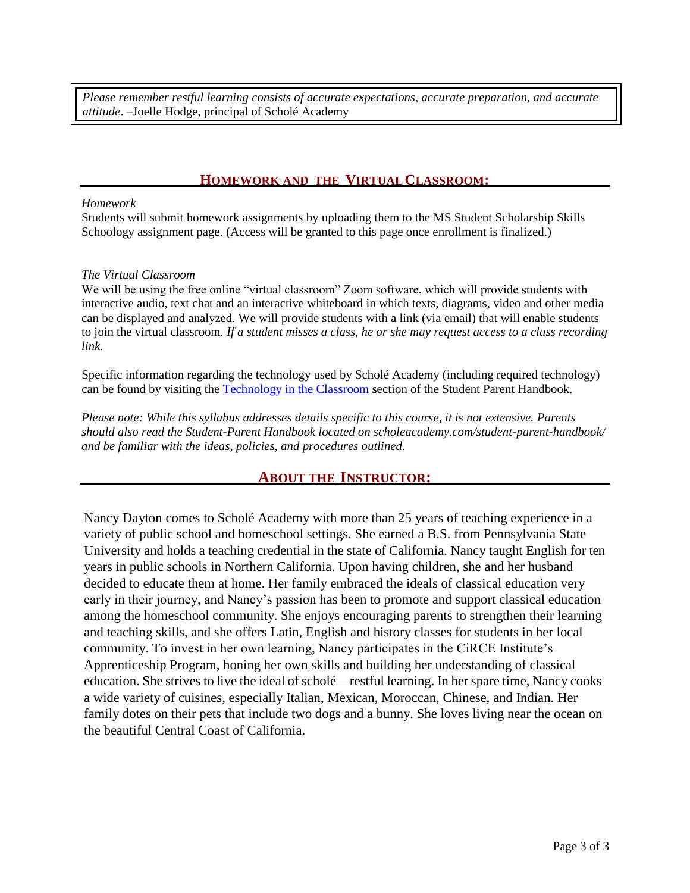*Please remember restful learning consists of accurate expectations, accurate preparation, and accurate attitude*. –Joelle Hodge, principal of Scholé Academy

## HOMEWORK AND THE VIRTUAL CLASSROOM:

*Homework*

Students will submit homework assignments by uploading them to the MS Student Scholarship Skills Schoology assignment page. (Access will be granted to this page once enrollment is finalized.)

*The Virtual Classroom*

We will be using the free online "virtual classroom" Zoom software, which will provide students with interactive audio, text chat and an interactive whiteboard in which texts, diagrams, video and other media can be displayed and analyzed. We will provide students with a link (via email) that will enable students to join the virtual classroom. *If a student misses a class, he or she may request access to a class recording link.*

Specific information regarding the technology used by Scholé Academy (including required technology) can be found by visiting the [Technology in the Classroom] section of the Student Parent Handbook.

*Please note: While this syllabus addresses details specific to this course, it is not extensive. Parents should also read the Student-Parent Handbook located on scholeacademy.com/student-parent-handbook/ and be familiar with the ideas, policies, and procedures outlined.*

## ABOUT THE INSTRUCTOR:

Nancy Dayton comes to Scholé Academy with more than 25 years of teaching experience in a variety of public school and homeschool settings. She earned a B.S. from Pennsylvania State University and holds a teaching credential in the state of California. Nancy taught English for ten years in public schools in Northern California. Upon having children, she and her husband decided to educate them at home. Her family embraced the ideals of classical education very early in their journey, and Nancy's passion has been to promote and support classical education among the homeschool community. She enjoys encouraging parents to strengthen their learning and teaching skills, and she offers Latin, English and history classes for students in her local community. To invest in her own learning, Nancy participates in the CiRCE Institute's Apprenticeship Program, honing her own skills and building her understanding of classical education. She strives to live the ideal of scholé—restful learning. In her spare time, Nancy cooks a wide variety of cuisines, especially Italian, Mexican, Moroccan, Chinese, and Indian. Her family dotes on their pets that include two dogs and a bunny. She loves living near the ocean on the beautiful Central Coast of California.